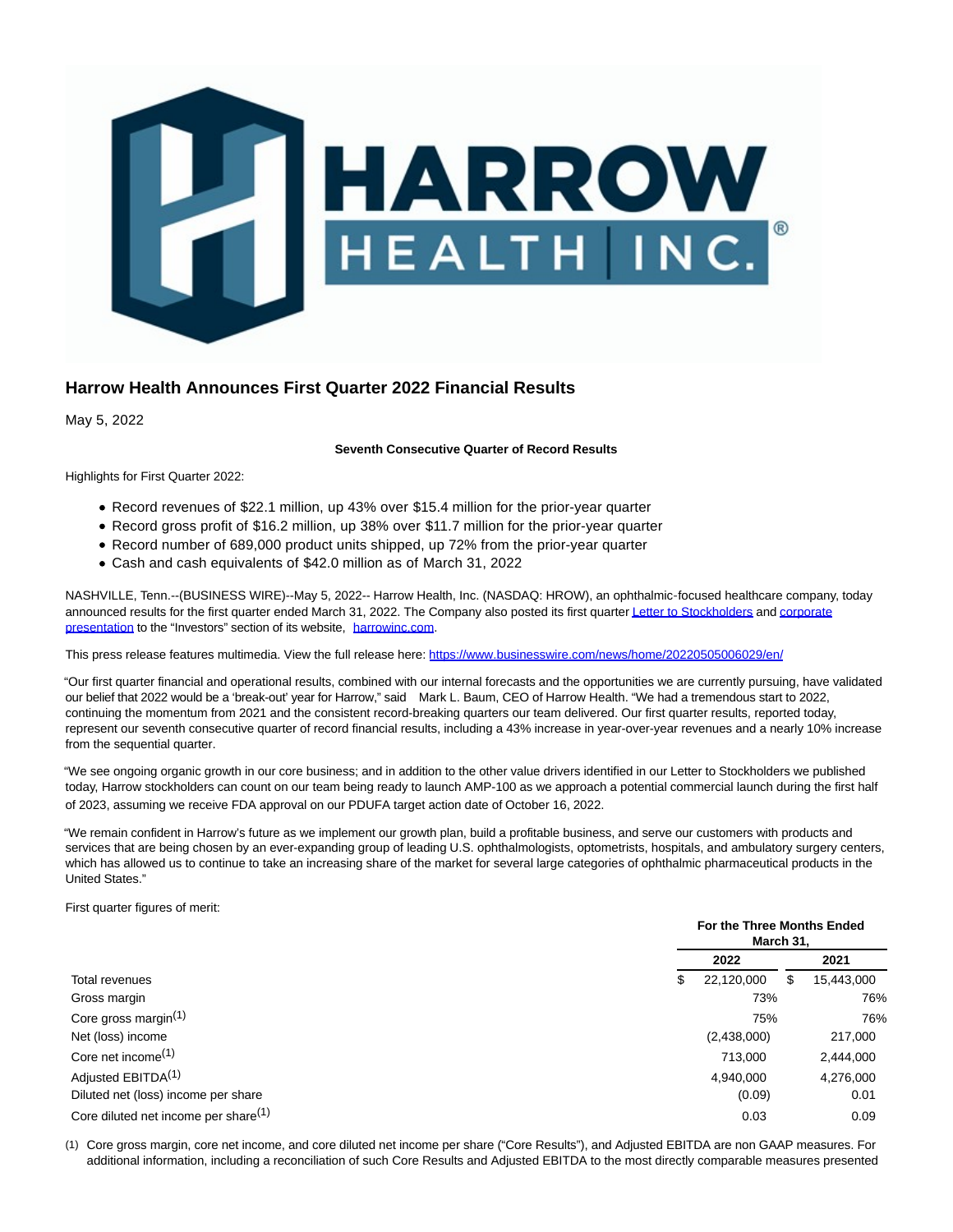# Harrow Health Announces First Quarter 2022 Financial Results

May 5, 2022

**Seventh Consecutive Quarter of Record Results**

Highlights for First Quarter 2022:

- Record revenues of $22.1 million, up 43% over $15.4 million for the prior-year quarter
- Record gross profit of $16.2 million, up 38% over $11.7 million for the prior-year quarter
- Record number of 689,000 product units shipped, up 72% from the prior-year quarter
- Cash and cash equivalents of $42.0 million as of March 31, 2022

NASHVILLE, Tenn.--(BUSINESS WIRE)--May 5, 2022-- Harrow Health, Inc. (NASDAQ: HROW), an ophthalmic-focused healthcare company, today announced results for the first quarter ended March 31, 2022. The Company also posted its first quarter Letter to Stockholders and corporate presentation to the "Investors" section of its website, harrowinc.com.

This press release features multimedia. View the full release here: https://www.businesswire.com/news/home/20220505006029/en/

"Our first quarter financial and operational results, combined with our internal forecasts and the opportunities we are currently pursuing, have validated our belief that 2022 would be a 'break-out' year for Harrow," said Mark L. Baum, CEO of Harrow Health. "We had a tremendous start to 2022, continuing the momentum from 2021 and the consistent record-breaking quarters our team delivered. Our first quarter results, reported today, represent our seventh consecutive quarter of record financial results, including a 43% increase in year-over-year revenues and a nearly 10% increase from the sequential quarter.

"We see ongoing organic growth in our core business; and in addition to the other value drivers identified in our Letter to Stockholders we published today, Harrow stockholders can count on our team being ready to launch AMP-100 as we approach a potential commercial launch during the first half of 2023, assuming we receive FDA approval on our PDUFA target action date of October 16, 2022.

"We remain confident in Harrow's future as we implement our growth plan, build a profitable business, and serve our customers with products and services that are being chosen by an ever-expanding group of leading U.S. ophthalmologists, optometrists, hospitals, and ambulatory surgery centers, which has allowed us to continue to take an increasing share of the market for several large categories of ophthalmic pharmaceutical products in the United States."

First quarter figures of merit:

| | For the Three Months Ended March 31, | |
|---|---|---|
| | 2022 | 2021 |
| Total revenues | $ 22,120,000 | $ 15,443,000 |
| Gross margin | 73% | 76% |
| Core gross margin[1] | 75% | 76% |
| Net (loss) income | (2,438,000) | 217,000 |
| Core net income[1] | 713,000 | 2,444,000 |
| Adjusted EBITDA[1] | 4,940,000 | 4,276,000 |
| Diluted net (loss) income per share | (0.09) | 0.01 |
| Core diluted net income per share[1] | 0.03 | 0.09 |

(1) Core gross margin, core net income, and core diluted net income per share ("Core Results"), and Adjusted EBITDA are non GAAP measures. For additional information, including a reconciliation of such Core Results and Adjusted EBITDA to the most directly comparable measures presented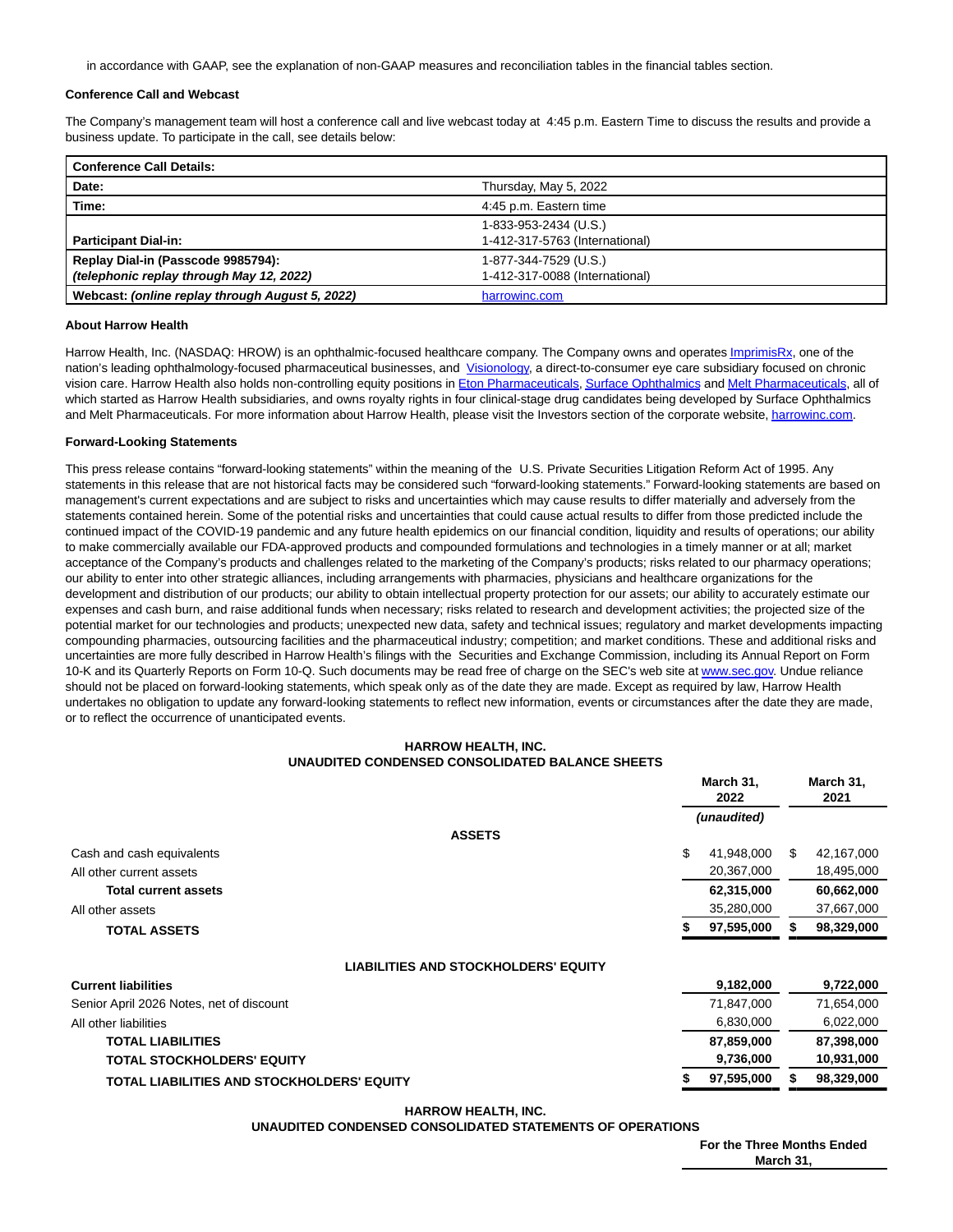in accordance with GAAP, see the explanation of non-GAAP measures and reconciliation tables in the financial tables section.

**Conference Call and Webcast**

The Company's management team will host a conference call and live webcast today at 4:45 p.m. Eastern Time to discuss the results and provide a business update. To participate in the call, see details below:

| **Conference Call Details:** | |
|---|---|
| **Date:** | Thursday, May 5, 2022 |
| **Time:** | 4:45 p.m. Eastern time |
| **Participant Dial-in:** | 1-833-953-2434 (U.S.)<br>1-412-317-5763 (International) |
| **Replay Dial-in (Passcode 9985794):**<br>***(telephonic replay through May 12, 2022)*** | 1-877-344-7529 (U.S.)<br>1-412-317-0088 (International) |
| **Webcast: *(online replay through August 5, 2022)*** | harrowinc.com |

**About Harrow Health**

Harrow Health, Inc. (NASDAQ: HROW) is an ophthalmic-focused healthcare company. The Company owns and operates ImprimisRx, one of the nation's leading ophthalmology-focused pharmaceutical businesses, and Visionology, a direct-to-consumer eye care subsidiary focused on chronic vision care. Harrow Health also holds non-controlling equity positions in Eton Pharmaceuticals, Surface Ophthalmics and Melt Pharmaceuticals, all of which started as Harrow Health subsidiaries, and owns royalty rights in four clinical-stage drug candidates being developed by Surface Ophthalmics and Melt Pharmaceuticals. For more information about Harrow Health, please visit the Investors section of the corporate website, harrowinc.com.

**Forward-Looking Statements**

This press release contains "forward-looking statements" within the meaning of the U.S. Private Securities Litigation Reform Act of 1995. Any statements in this release that are not historical facts may be considered such "forward-looking statements." Forward-looking statements are based on management's current expectations and are subject to risks and uncertainties which may cause results to differ materially and adversely from the statements contained herein. Some of the potential risks and uncertainties that could cause actual results to differ from those predicted include the continued impact of the COVID-19 pandemic and any future health epidemics on our financial condition, liquidity and results of operations; our ability to make commercially available our FDA-approved products and compounded formulations and technologies in a timely manner or at all; market acceptance of the Company's products and challenges related to the marketing of the Company's products; risks related to our pharmacy operations; our ability to enter into other strategic alliances, including arrangements with pharmacies, physicians and healthcare organizations for the development and distribution of our products; our ability to obtain intellectual property protection for our assets; our ability to accurately estimate our expenses and cash burn, and raise additional funds when necessary; risks related to research and development activities; the projected size of the potential market for our technologies and products; unexpected new data, safety and technical issues; regulatory and market developments impacting compounding pharmacies, outsourcing facilities and the pharmaceutical industry; competition; and market conditions. These and additional risks and uncertainties are more fully described in Harrow Health's filings with the Securities and Exchange Commission, including its Annual Report on Form 10-K and its Quarterly Reports on Form 10-Q. Such documents may be read free of charge on the SEC's web site at www.sec.gov. Undue reliance should not be placed on forward-looking statements, which speak only as of the date they are made. Except as required by law, Harrow Health undertakes no obligation to update any forward-looking statements to reflect new information, events or circumstances after the date they are made, or to reflect the occurrence of unanticipated events.

**HARROW HEALTH, INC.**
**UNAUDITED CONDENSED CONSOLIDATED BALANCE SHEETS**

| | March 31, 2022 *(unaudited)* | March 31, 2021 |
|---|---|---|
| **ASSETS** | | |
| Cash and cash equivalents | $ 41,948,000 | $ 42,167,000 |
| All other current assets | 20,367,000 | 18,495,000 |
| **Total current assets** | **62,315,000** | **60,662,000** |
| All other assets | 35,280,000 | 37,667,000 |
| **TOTAL ASSETS** | **$ 97,595,000** | **$ 98,329,000** |
| **LIABILITIES AND STOCKHOLDERS' EQUITY** | | |
| **Current liabilities** | **9,182,000** | **9,722,000** |
| Senior April 2026 Notes, net of discount | 71,847,000 | 71,654,000 |
| All other liabilities | 6,830,000 | 6,022,000 |
| **TOTAL LIABILITIES** | **87,859,000** | **87,398,000** |
| **TOTAL STOCKHOLDERS' EQUITY** | **9,736,000** | **10,931,000** |
| **TOTAL LIABILITIES AND STOCKHOLDERS' EQUITY** | **$ 97,595,000** | **$ 98,329,000** |

**HARROW HEALTH, INC.**
**UNAUDITED CONDENSED CONSOLIDATED STATEMENTS OF OPERATIONS**

**For the Three Months Ended March 31,**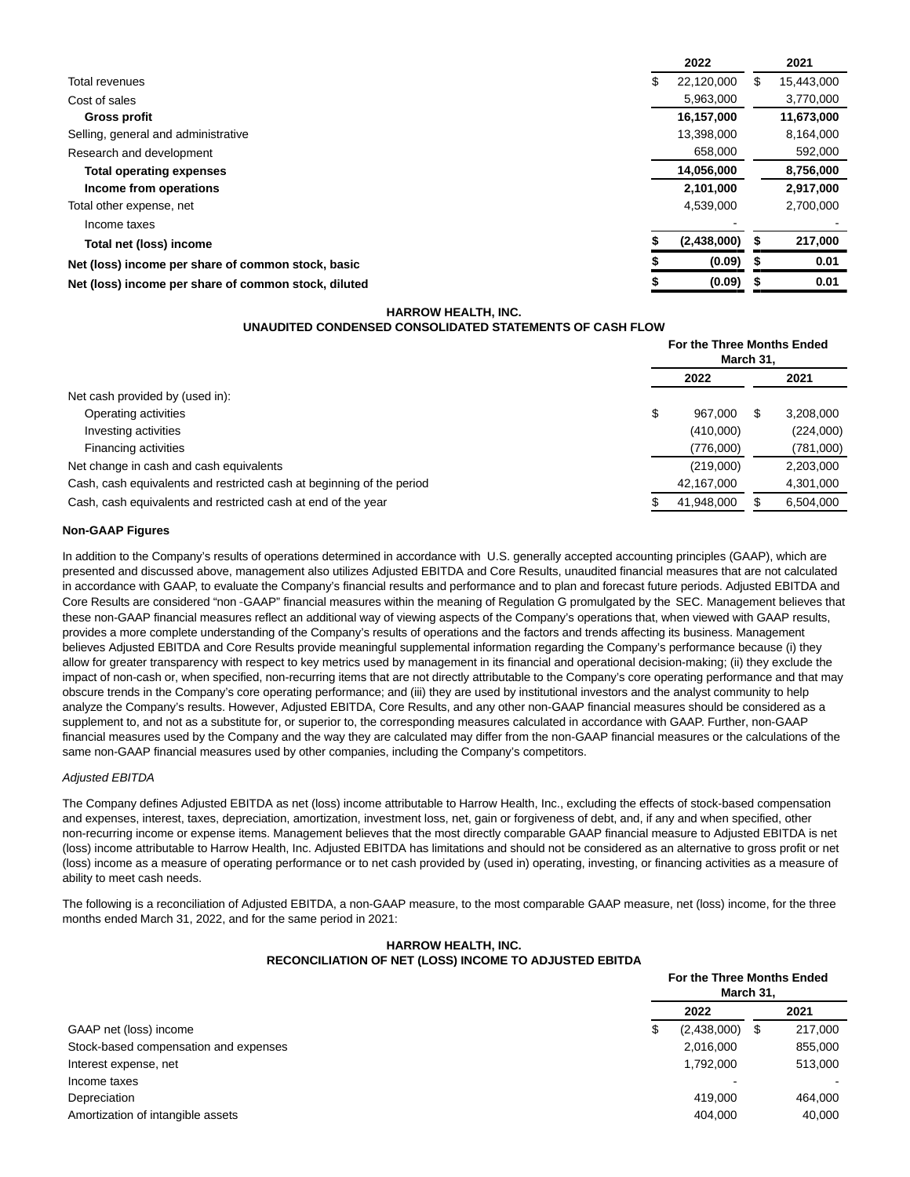| | 2022 | 2021 |
|---|---|---|
| Total revenues | $ 22,120,000 | $ 15,443,000 |
| Cost of sales | 5,963,000 | 3,770,000 |
| **Gross profit** | **16,157,000** | **11,673,000** |
| Selling, general and administrative | 13,398,000 | 8,164,000 |
| Research and development | 658,000 | 592,000 |
| **Total operating expenses** | **14,056,000** | **8,756,000** |
| **Income from operations** | **2,101,000** | **2,917,000** |
| Total other expense, net | 4,539,000 | 2,700,000 |
| Income taxes | - | - |
| **Total net (loss) income** | **$ (2,438,000)** | **$ 217,000** |
| **Net (loss) income per share of common stock, basic** | **$ (0.09)** | **$ 0.01** |
| **Net (loss) income per share of common stock, diluted** | **$ (0.09)** | **$ 0.01** |

**HARROW HEALTH, INC.**
**UNAUDITED CONDENSED CONSOLIDATED STATEMENTS OF CASH FLOW**

| | For the Three Months Ended March 31, | |
|---|---|---|
| | 2022 | 2021 |
| Net cash provided by (used in): | | |
| Operating activities | $ 967,000 | $ 3,208,000 |
| Investing activities | (410,000) | (224,000) |
| Financing activities | (776,000) | (781,000) |
| Net change in cash and cash equivalents | (219,000) | 2,203,000 |
| Cash, cash equivalents and restricted cash at beginning of the period | 42,167,000 | 4,301,000 |
| Cash, cash equivalents and restricted cash at end of the year | $ 41,948,000 | $ 6,504,000 |

**Non-GAAP Figures**

In addition to the Company's results of operations determined in accordance with U.S. generally accepted accounting principles (GAAP), which are presented and discussed above, management also utilizes Adjusted EBITDA and Core Results, unaudited financial measures that are not calculated in accordance with GAAP, to evaluate the Company's financial results and performance and to plan and forecast future periods. Adjusted EBITDA and Core Results are considered "non -GAAP" financial measures within the meaning of Regulation G promulgated by the SEC. Management believes that these non-GAAP financial measures reflect an additional way of viewing aspects of the Company's operations that, when viewed with GAAP results, provides a more complete understanding of the Company's results of operations and the factors and trends affecting its business. Management believes Adjusted EBITDA and Core Results provide meaningful supplemental information regarding the Company's performance because (i) they allow for greater transparency with respect to key metrics used by management in its financial and operational decision-making; (ii) they exclude the impact of non-cash or, when specified, non-recurring items that are not directly attributable to the Company's core operating performance and that may obscure trends in the Company's core operating performance; and (iii) they are used by institutional investors and the analyst community to help analyze the Company's results. However, Adjusted EBITDA, Core Results, and any other non-GAAP financial measures should be considered as a supplement to, and not as a substitute for, or superior to, the corresponding measures calculated in accordance with GAAP. Further, non-GAAP financial measures used by the Company and the way they are calculated may differ from the non-GAAP financial measures or the calculations of the same non-GAAP financial measures used by other companies, including the Company's competitors.

*Adjusted EBITDA*

The Company defines Adjusted EBITDA as net (loss) income attributable to Harrow Health, Inc., excluding the effects of stock-based compensation and expenses, interest, taxes, depreciation, amortization, investment loss, net, gain or forgiveness of debt, and, if any and when specified, other non-recurring income or expense items. Management believes that the most directly comparable GAAP financial measure to Adjusted EBITDA is net (loss) income attributable to Harrow Health, Inc. Adjusted EBITDA has limitations and should not be considered as an alternative to gross profit or net (loss) income as a measure of operating performance or to net cash provided by (used in) operating, investing, or financing activities as a measure of ability to meet cash needs.

The following is a reconciliation of Adjusted EBITDA, a non-GAAP measure, to the most comparable GAAP measure, net (loss) income, for the three months ended March 31, 2022, and for the same period in 2021:

**HARROW HEALTH, INC.**
**RECONCILIATION OF NET (LOSS) INCOME TO ADJUSTED EBITDA**

| | For the Three Months Ended March 31, | |
|---|---|---|
| | 2022 | 2021 |
| GAAP net (loss) income | $ (2,438,000) | $ 217,000 |
| Stock-based compensation and expenses | 2,016,000 | 855,000 |
| Interest expense, net | 1,792,000 | 513,000 |
| Income taxes | - | - |
| Depreciation | 419,000 | 464,000 |
| Amortization of intangible assets | 404,000 | 40,000 |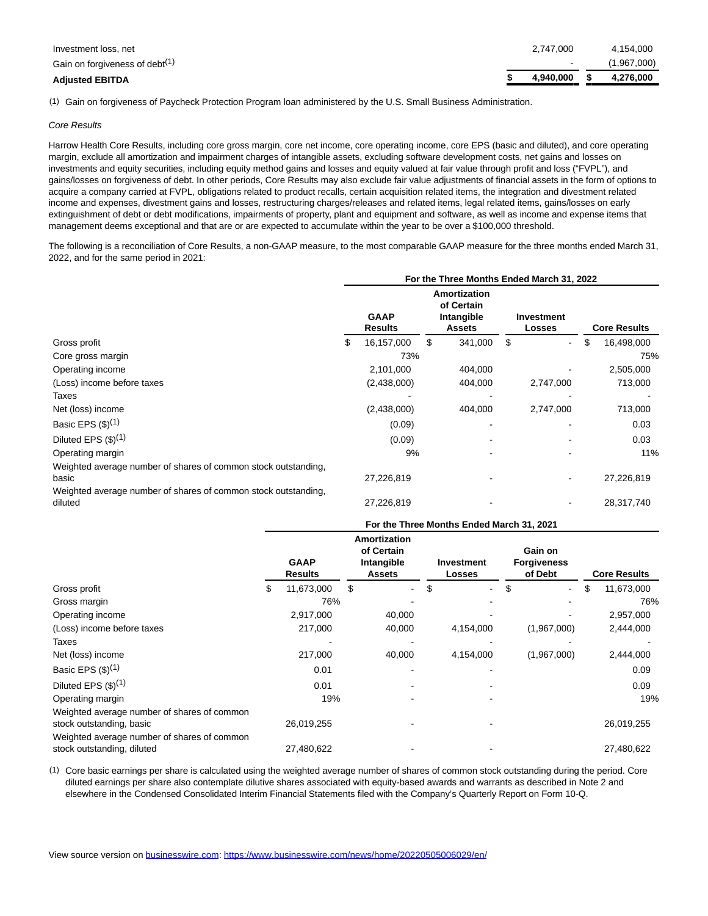| | | |
|---|---|---|
| Investment loss, net | 2,747,000 | 4,154,000 |
| Gain on forgiveness of debt[(1)] | - | (1,967,000) |
| **Adjusted EBITDA** | **$ 4,940,000** | **$ 4,276,000** |

(1) Gain on forgiveness of Paycheck Protection Program loan administered by the U.S. Small Business Administration.

*Core Results*

Harrow Health Core Results, including core gross margin, core net income, core operating income, core EPS (basic and diluted), and core operating margin, exclude all amortization and impairment charges of intangible assets, excluding software development costs, net gains and losses on investments and equity securities, including equity method gains and losses and equity valued at fair value through profit and loss ("FVPL"), and gains/losses on forgiveness of debt. In other periods, Core Results may also exclude fair value adjustments of financial assets in the form of options to acquire a company carried at FVPL, obligations related to product recalls, certain acquisition related items, the integration and divestment related income and expenses, divestment gains and losses, restructuring charges/releases and related items, legal related items, gains/losses on early extinguishment of debt or debt modifications, impairments of property, plant and equipment and software, as well as income and expense items that management deems exceptional and that are or are expected to accumulate within the year to be over a $100,000 threshold.

The following is a reconciliation of Core Results, a non-GAAP measure, to the most comparable GAAP measure for the three months ended March 31, 2022, and for the same period in 2021:

| | For the Three Months Ended March 31, 2022 | | | |
|---|---|---|---|---|
| | **GAAP Results** | **Amortization of Certain Intangible Assets** | **Investment Losses** | **Core Results** |
| Gross profit | $ 16,157,000 | $ 341,000 | $ - | $ 16,498,000 |
| Core gross margin | 73% | | | 75% |
| Operating income | 2,101,000 | 404,000 | - | 2,505,000 |
| (Loss) income before taxes | (2,438,000) | 404,000 | 2,747,000 | 713,000 |
| Taxes | - | - | - | - |
| Net (loss) income | (2,438,000) | 404,000 | 2,747,000 | 713,000 |
| Basic EPS ($)[(1)] | (0.09) | - | - | 0.03 |
| Diluted EPS ($)[(1)] | (0.09) | - | - | 0.03 |
| Operating margin | 9% | - | - | 11% |
| Weighted average number of shares of common stock outstanding, basic | 27,226,819 | - | - | 27,226,819 |
| Weighted average number of shares of common stock outstanding, diluted | 27,226,819 | - | - | 28,317,740 |

| | For the Three Months Ended March 31, 2021 | | | | |
|---|---|---|---|---|---|
| | **GAAP Results** | **Amortization of Certain Intangible Assets** | **Investment Losses** | **Gain on Forgiveness of Debt** | **Core Results** |
| Gross profit | $ 11,673,000 | $ - | $ - | $ - | $ 11,673,000 |
| Gross margin | 76% | - | - | - | 76% |
| Operating income | 2,917,000 | 40,000 | - | - | 2,957,000 |
| (Loss) income before taxes | 217,000 | 40,000 | 4,154,000 | (1,967,000) | 2,444,000 |
| Taxes | - | - | - | - | - |
| Net (loss) income | 217,000 | 40,000 | 4,154,000 | (1,967,000) | 2,444,000 |
| Basic EPS ($)[(1)] | 0.01 | - | - | | 0.09 |
| Diluted EPS ($)[(1)] | 0.01 | - | - | | 0.09 |
| Operating margin | 19% | - | - | | 19% |
| Weighted average number of shares of common stock outstanding, basic | 26,019,255 | - | - | | 26,019,255 |
| Weighted average number of shares of common stock outstanding, diluted | 27,480,622 | - | - | | 27,480,622 |

(1) Core basic earnings per share is calculated using the weighted average number of shares of common stock outstanding during the period. Core diluted earnings per share also contemplate dilutive shares associated with equity-based awards and warrants as described in Note 2 and elsewhere in the Condensed Consolidated Interim Financial Statements filed with the Company's Quarterly Report on Form 10-Q.

View source version on businesswire.com: https://www.businesswire.com/news/home/20220505006029/en/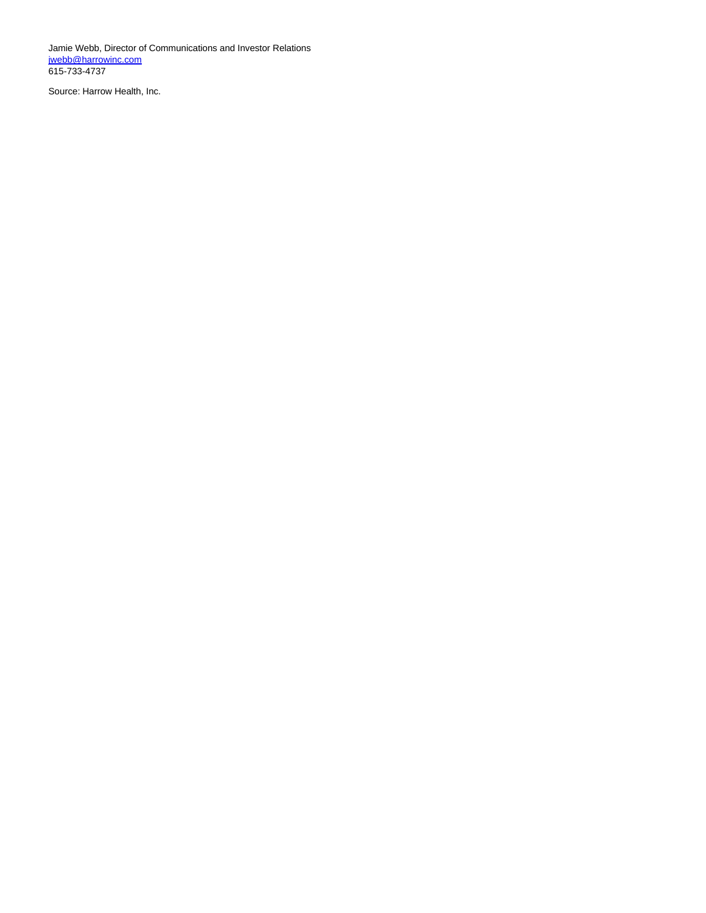Jamie Webb, Director of Communications and Investor Relations
jwebb@harrowinc.com
615-733-4737

Source: Harrow Health, Inc.